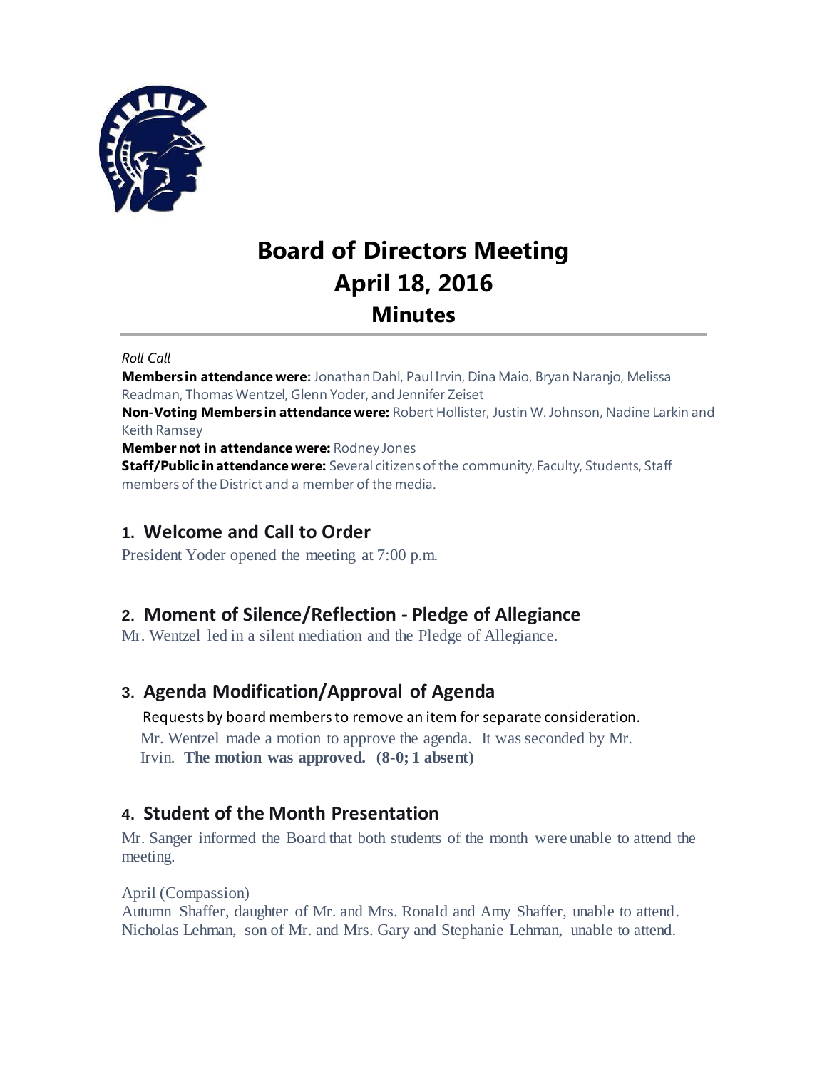# Board of Directors Meeting
# April 18, 2016
## Minutes

*Roll Call*

**Members in attendance were:** Jonathan Dahl, Paul Irvin, Dina Maio, Bryan Naranjo, Melissa Readman, Thomas Wentzel, Glenn Yoder, and Jennifer Zeiset

**Non-Voting Members in attendance were:** Robert Hollister, Justin W. Johnson, Nadine Larkin and Keith Ramsey

**Member not in attendance were:** Rodney Jones

**Staff/Public in attendance were:** Several citizens of the community, Faculty, Students, Staff members of the District and a member of the media.

### 1. Welcome and Call to Order

President Yoder opened the meeting at 7:00 p.m.

### 2. Moment of Silence/Reflection - Pledge of Allegiance

Mr. Wentzel led in a silent mediation and the Pledge of Allegiance.

### 3. Agenda Modification/Approval of Agenda

Requests by board members to remove an item for separate consideration.

Mr. Wentzel made a motion to approve the agenda. It was seconded by Mr. Irvin. **The motion was approved. (8-0; 1 absent)**

### 4. Student of the Month Presentation

Mr. Sanger informed the Board that both students of the month were unable to attend the meeting.

April (Compassion)
Autumn Shaffer, daughter of Mr. and Mrs. Ronald and Amy Shaffer, unable to attend.
Nicholas Lehman, son of Mr. and Mrs. Gary and Stephanie Lehman, unable to attend.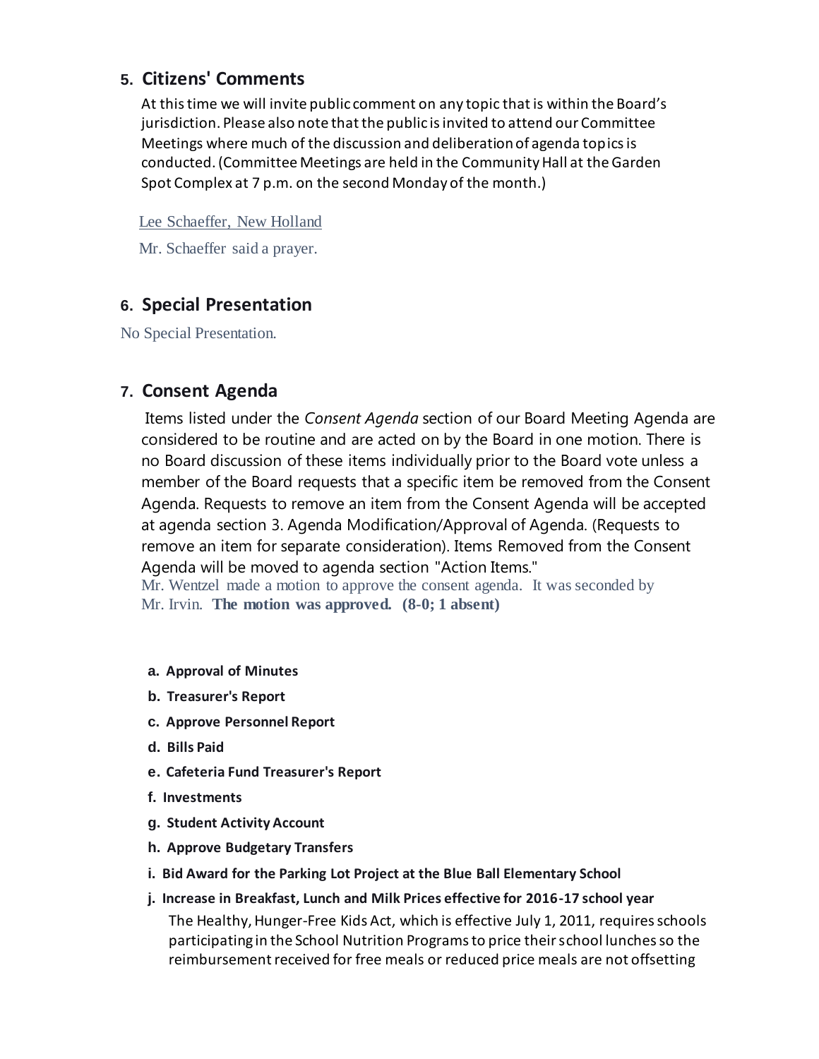## 5. Citizens' Comments

At this time we will invite public comment on any topic that is within the Board's jurisdiction. Please also note that the public is invited to attend our Committee Meetings where much of the discussion and deliberation of agenda topics is conducted. (Committee Meetings are held in the Community Hall at the Garden Spot Complex at 7 p.m. on the second Monday of the month.)

Lee Schaeffer, New Holland

Mr. Schaeffer said a prayer.

## 6. Special Presentation

No Special Presentation.

## 7. Consent Agenda

Items listed under the *Consent Agenda* section of our Board Meeting Agenda are considered to be routine and are acted on by the Board in one motion. There is no Board discussion of these items individually prior to the Board vote unless a member of the Board requests that a specific item be removed from the Consent Agenda. Requests to remove an item from the Consent Agenda will be accepted at agenda section 3. Agenda Modification/Approval of Agenda. (Requests to remove an item for separate consideration). Items Removed from the Consent Agenda will be moved to agenda section "Action Items."

Mr. Wentzel made a motion to approve the consent agenda. It was seconded by Mr. Irvin. **The motion was approved. (8-0; 1 absent)**

- **a. Approval of Minutes**
- **b. Treasurer's Report**
- **c. Approve Personnel Report**
- **d. Bills Paid**
- **e. Cafeteria Fund Treasurer's Report**
- **f. Investments**
- **g. Student Activity Account**
- **h. Approve Budgetary Transfers**
- **i. Bid Award for the Parking Lot Project at the Blue Ball Elementary School**
- **j. Increase in Breakfast, Lunch and Milk Prices effective for 2016-17 school year**

  The Healthy, Hunger-Free Kids Act, which is effective July 1, 2011, requires schools participating in the School Nutrition Programs to price their school lunches so the reimbursement received for free meals or reduced price meals are not offsetting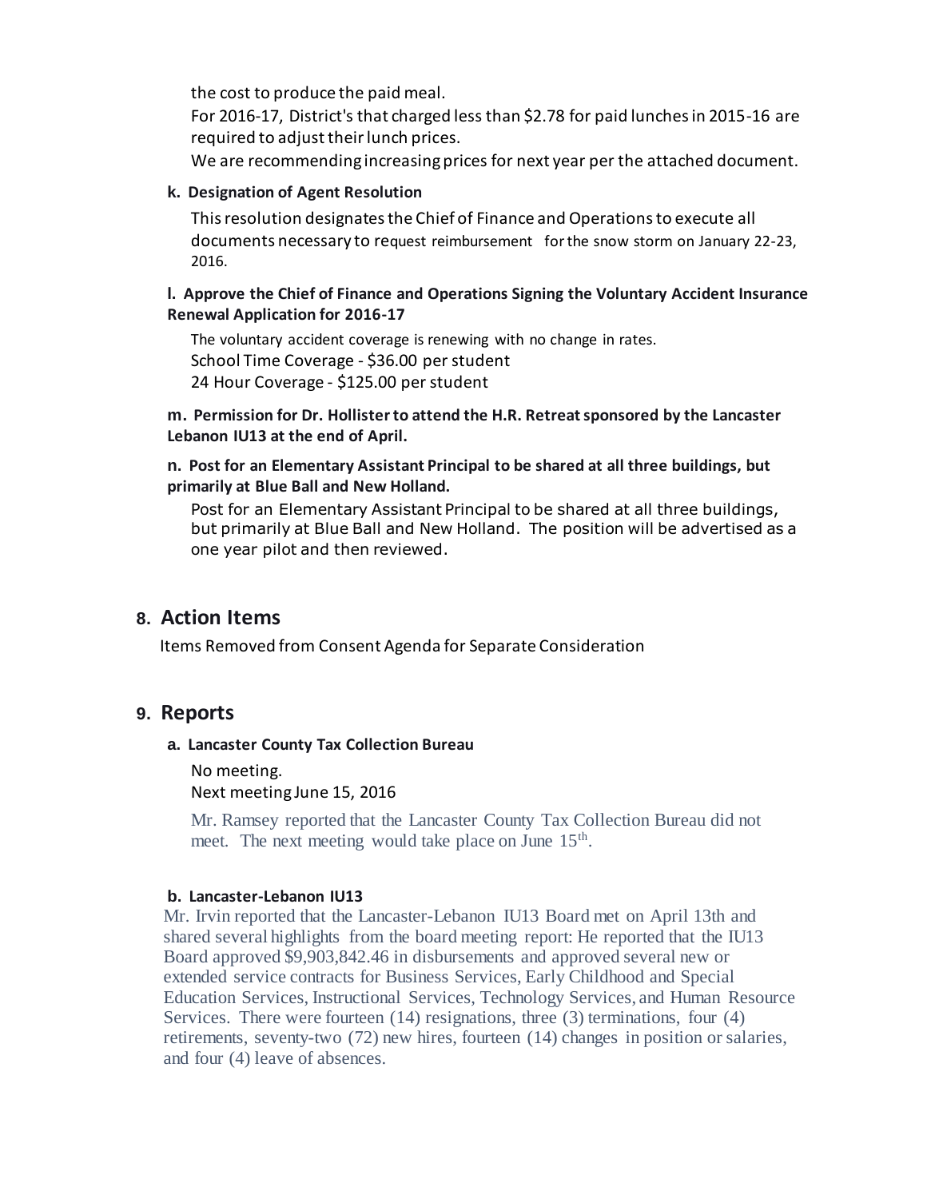the cost to produce the paid meal.

For 2016-17, District's that charged less than $2.78 for paid lunches in 2015-16 are required to adjust their lunch prices.

We are recommending increasing prices for next year per the attached document.

**k. Designation of Agent Resolution**

This resolution designates the Chief of Finance and Operations to execute all documents necessary to request reimbursement for the snow storm on January 22-23, 2016.

**l. Approve the Chief of Finance and Operations Signing the Voluntary Accident Insurance Renewal Application for 2016-17**

The voluntary accident coverage is renewing with no change in rates.

School Time Coverage - $36.00 per student

24 Hour Coverage - $125.00 per student

**m. Permission for Dr. Hollister to attend the H.R. Retreat sponsored by the Lancaster Lebanon IU13 at the end of April.**

**n. Post for an Elementary Assistant Principal to be shared at all three buildings, but primarily at Blue Ball and New Holland.**

Post for an Elementary Assistant Principal to be shared at all three buildings, but primarily at Blue Ball and New Holland. The position will be advertised as a one year pilot and then reviewed.

## 8. Action Items

Items Removed from Consent Agenda for Separate Consideration

## 9. Reports

**a. Lancaster County Tax Collection Bureau**

No meeting.

Next meeting June 15, 2016

Mr. Ramsey reported that the Lancaster County Tax Collection Bureau did not meet. The next meeting would take place on June 15th.

**b. Lancaster-Lebanon IU13**

Mr. Irvin reported that the Lancaster-Lebanon IU13 Board met on April 13th and shared several highlights from the board meeting report: He reported that the IU13 Board approved $9,903,842.46 in disbursements and approved several new or extended service contracts for Business Services, Early Childhood and Special Education Services, Instructional Services, Technology Services, and Human Resource Services. There were fourteen (14) resignations, three (3) terminations, four (4) retirements, seventy-two (72) new hires, fourteen (14) changes in position or salaries, and four (4) leave of absences.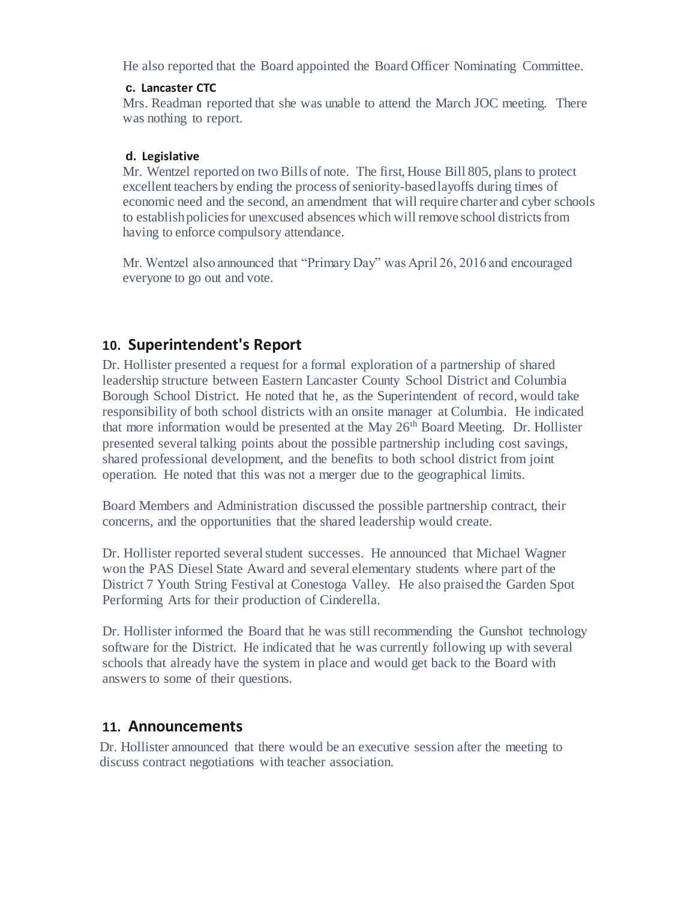He also reported that the Board appointed the Board Officer Nominating Committee.

**c. Lancaster CTC**

Mrs. Readman reported that she was unable to attend the March JOC meeting. There was nothing to report.

**d. Legislative**

Mr. Wentzel reported on two Bills of note. The first, House Bill 805, plans to protect excellent teachers by ending the process of seniority-based layoffs during times of economic need and the second, an amendment that will require charter and cyber schools to establish policies for unexcused absences which will remove school districts from having to enforce compulsory attendance.

Mr. Wentzel also announced that "Primary Day" was April 26, 2016 and encouraged everyone to go out and vote.

## 10. Superintendent's Report

Dr. Hollister presented a request for a formal exploration of a partnership of shared leadership structure between Eastern Lancaster County School District and Columbia Borough School District. He noted that he, as the Superintendent of record, would take responsibility of both school districts with an onsite manager at Columbia. He indicated that more information would be presented at the May 26th Board Meeting. Dr. Hollister presented several talking points about the possible partnership including cost savings, shared professional development, and the benefits to both school district from joint operation. He noted that this was not a merger due to the geographical limits.

Board Members and Administration discussed the possible partnership contract, their concerns, and the opportunities that the shared leadership would create.

Dr. Hollister reported several student successes. He announced that Michael Wagner won the PAS Diesel State Award and several elementary students where part of the District 7 Youth String Festival at Conestoga Valley. He also praised the Garden Spot Performing Arts for their production of Cinderella.

Dr. Hollister informed the Board that he was still recommending the Gunshot technology software for the District. He indicated that he was currently following up with several schools that already have the system in place and would get back to the Board with answers to some of their questions.

## 11. Announcements

Dr. Hollister announced that there would be an executive session after the meeting to discuss contract negotiations with teacher association.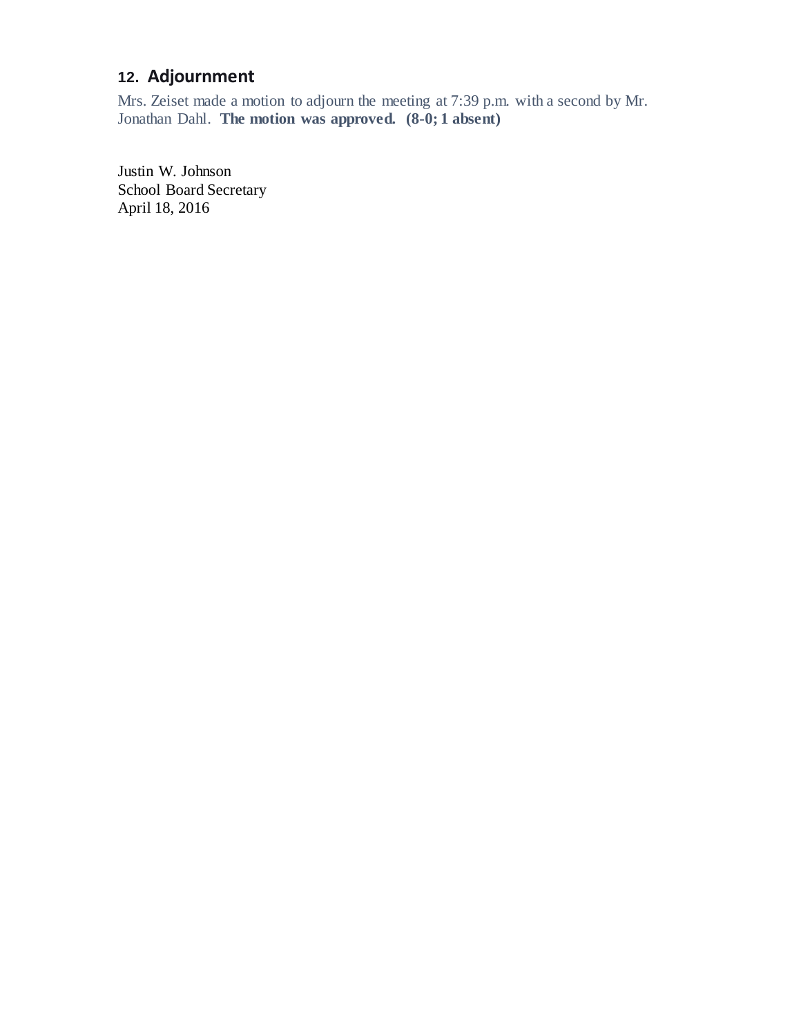## 12. Adjournment

Mrs. Zeiset made a motion to adjourn the meeting at 7:39 p.m. with a second by Mr. Jonathan Dahl. **The motion was approved. (8-0; 1 absent)**

Justin W. Johnson
School Board Secretary
April 18, 2016